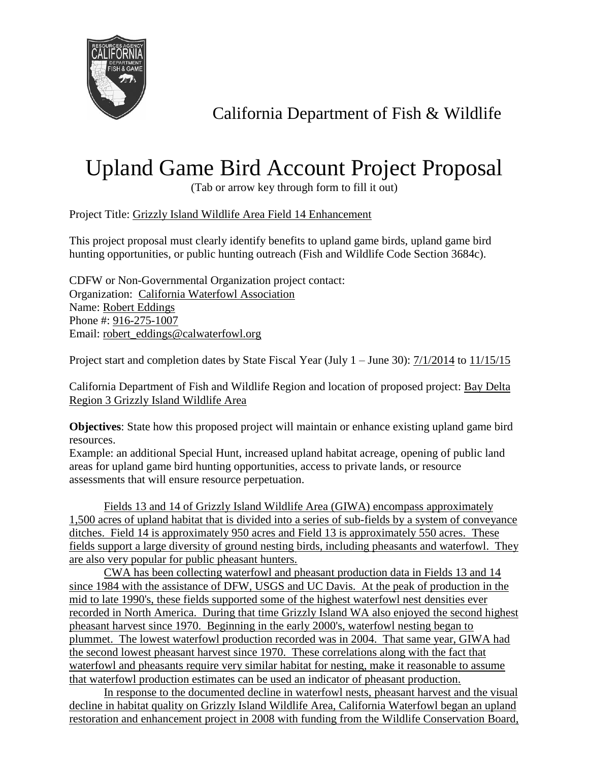California Department of Fish & Wildlife

# Upland Game Bird Account Project Proposal

(Tab or arrow key through form to fill it out)

Project Title: Grizzly Island Wildlife Area Field 14 Enhancement

This project proposal must clearly identify benefits to upland game birds, upland game bird hunting opportunities, or public hunting outreach (Fish and Wildlife Code Section 3684c).

CDFW or Non-Governmental Organization project contact:
Organization: California Waterfowl Association
Name: Robert Eddings
Phone #: 916-275-1007
Email: robert_eddings@calwaterfowl.org

Project start and completion dates by State Fiscal Year (July 1 – June 30): 7/1/2014 to 11/15/15

California Department of Fish and Wildlife Region and location of proposed project: Bay Delta Region 3 Grizzly Island Wildlife Area

**Objectives**: State how this proposed project will maintain or enhance existing upland game bird resources.
Example: an additional Special Hunt, increased upland habitat acreage, opening of public land areas for upland game bird hunting opportunities, access to private lands, or resource assessments that will ensure resource perpetuation.

Fields 13 and 14 of Grizzly Island Wildlife Area (GIWA) encompass approximately 1,500 acres of upland habitat that is divided into a series of sub-fields by a system of conveyance ditches. Field 14 is approximately 950 acres and Field 13 is approximately 550 acres. These fields support a large diversity of ground nesting birds, including pheasants and waterfowl. They are also very popular for public pheasant hunters.

CWA has been collecting waterfowl and pheasant production data in Fields 13 and 14 since 1984 with the assistance of DFW, USGS and UC Davis. At the peak of production in the mid to late 1990's, these fields supported some of the highest waterfowl nest densities ever recorded in North America. During that time Grizzly Island WA also enjoyed the second highest pheasant harvest since 1970. Beginning in the early 2000's, waterfowl nesting began to plummet. The lowest waterfowl production recorded was in 2004. That same year, GIWA had the second lowest pheasant harvest since 1970. These correlations along with the fact that waterfowl and pheasants require very similar habitat for nesting, make it reasonable to assume that waterfowl production estimates can be used an indicator of pheasant production.

In response to the documented decline in waterfowl nests, pheasant harvest and the visual decline in habitat quality on Grizzly Island Wildlife Area, California Waterfowl began an upland restoration and enhancement project in 2008 with funding from the Wildlife Conservation Board,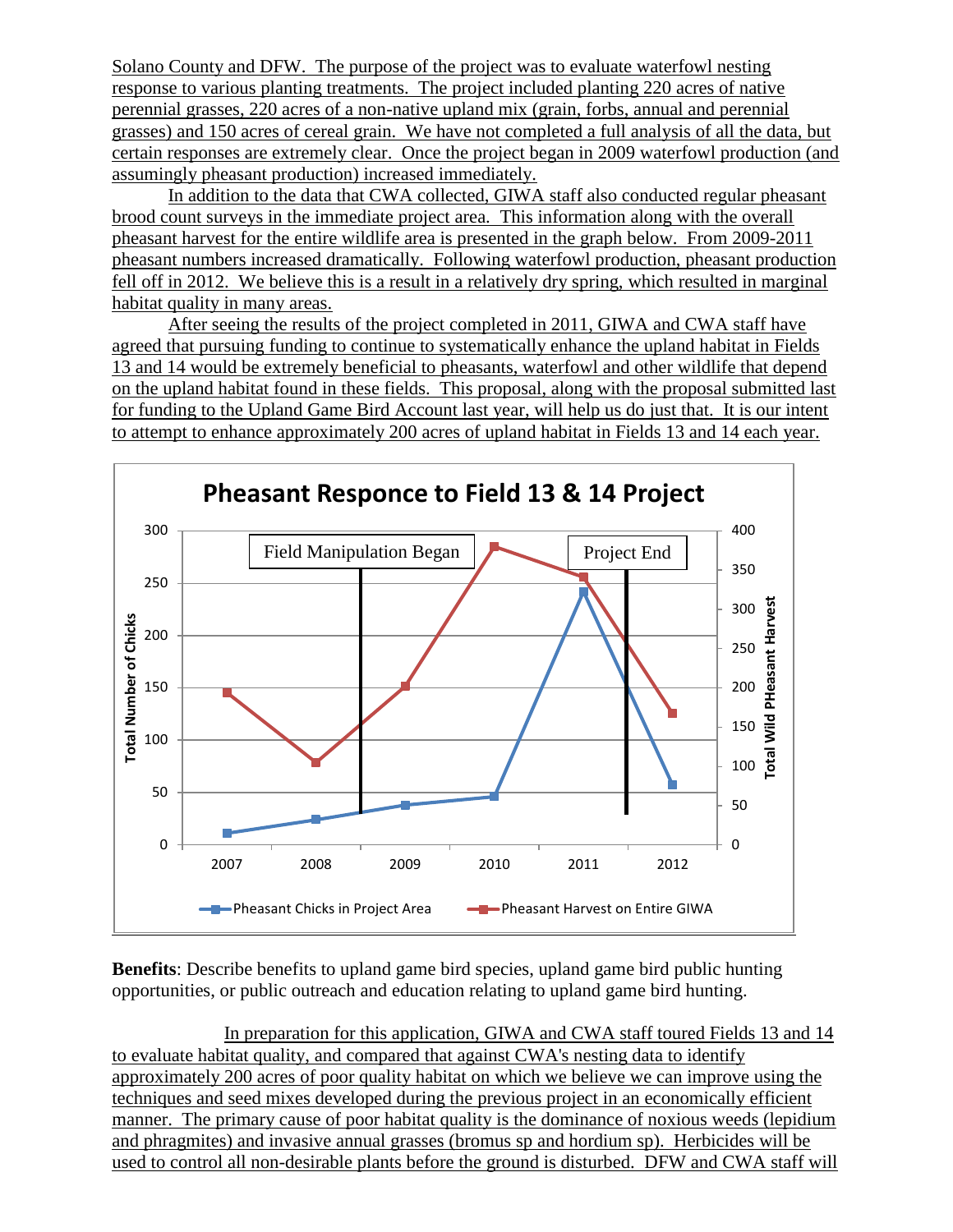Solano County and DFW. The purpose of the project was to evaluate waterfowl nesting response to various planting treatments. The project included planting 220 acres of native perennial grasses, 220 acres of a non-native upland mix (grain, forbs, annual and perennial grasses) and 150 acres of cereal grain. We have not completed a full analysis of all the data, but certain responses are extremely clear. Once the project began in 2009 waterfowl production (and assumingly pheasant production) increased immediately.

In addition to the data that CWA collected, GIWA staff also conducted regular pheasant brood count surveys in the immediate project area. This information along with the overall pheasant harvest for the entire wildlife area is presented in the graph below. From 2009-2011 pheasant numbers increased dramatically. Following waterfowl production, pheasant production fell off in 2012. We believe this is a result in a relatively dry spring, which resulted in marginal habitat quality in many areas.

After seeing the results of the project completed in 2011, GIWA and CWA staff have agreed that pursuing funding to continue to systematically enhance the upland habitat in Fields 13 and 14 would be extremely beneficial to pheasants, waterfowl and other wildlife that depend on the upland habitat found in these fields. This proposal, along with the proposal submitted last for funding to the Upland Game Bird Account last year, will help us do just that. It is our intent to attempt to enhance approximately 200 acres of upland habitat in Fields 13 and 14 each year.

**Pheasant Responce to Field 13 & 14 Project**

Field Manipulation Began | Project End

Total Number of Chicks | Total Wild PHeasant Harvest

Pheasant Chicks in Project Area | Pheasant Harvest on Entire GIWA

**Benefits**: Describe benefits to upland game bird species, upland game bird public hunting opportunities, or public outreach and education relating to upland game bird hunting.

In preparation for this application, GIWA and CWA staff toured Fields 13 and 14 to evaluate habitat quality, and compared that against CWA's nesting data to identify approximately 200 acres of poor quality habitat on which we believe we can improve using the techniques and seed mixes developed during the previous project in an economically efficient manner. The primary cause of poor habitat quality is the dominance of noxious weeds (lepidium and phragmites) and invasive annual grasses (bromus sp and hordium sp). Herbicides will be used to control all non-desirable plants before the ground is disturbed. DFW and CWA staff will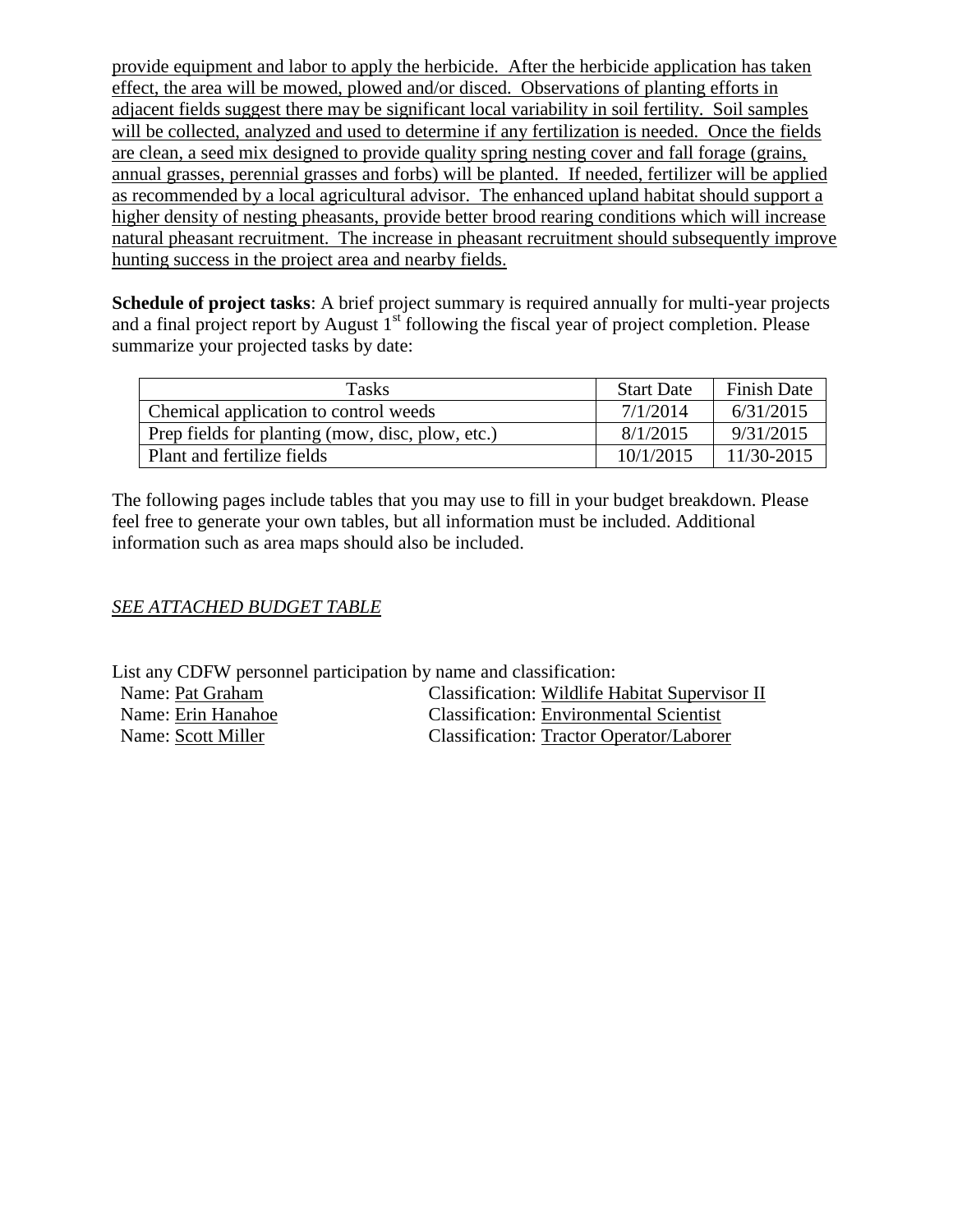provide equipment and labor to apply the herbicide. After the herbicide application has taken effect, the area will be mowed, plowed and/or disced. Observations of planting efforts in adjacent fields suggest there may be significant local variability in soil fertility. Soil samples will be collected, analyzed and used to determine if any fertilization is needed. Once the fields are clean, a seed mix designed to provide quality spring nesting cover and fall forage (grains, annual grasses, perennial grasses and forbs) will be planted. If needed, fertilizer will be applied as recommended by a local agricultural advisor. The enhanced upland habitat should support a higher density of nesting pheasants, provide better brood rearing conditions which will increase natural pheasant recruitment. The increase in pheasant recruitment should subsequently improve hunting success in the project area and nearby fields.

**Schedule of project tasks**: A brief project summary is required annually for multi-year projects and a final project report by August 1st following the fiscal year of project completion. Please summarize your projected tasks by date:

| Tasks | Start Date | Finish Date |
|---|---|---|
| Chemical application to control weeds | 7/1/2014 | 6/31/2015 |
| Prep fields for planting (mow, disc, plow, etc.) | 8/1/2015 | 9/31/2015 |
| Plant and fertilize fields | 10/1/2015 | 11/30-2015 |

The following pages include tables that you may use to fill in your budget breakdown. Please feel free to generate your own tables, but all information must be included. Additional information such as area maps should also be included.

*SEE ATTACHED BUDGET TABLE*

List any CDFW personnel participation by name and classification:

Name: Pat Graham — Classification: Wildlife Habitat Supervisor II
Name: Erin Hanahoe — Classification: Environmental Scientist
Name: Scott Miller — Classification: Tractor Operator/Laborer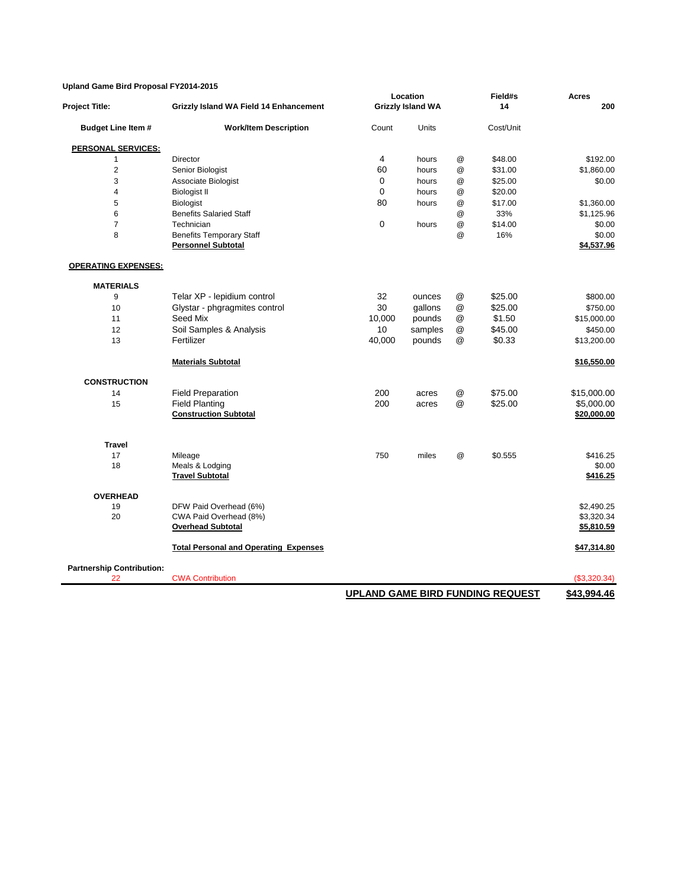**Upland Game Bird Proposal FY2014-2015**

| Project Title: | Grizzly Island WA Field 14 Enhancement | Location | | | Field#s | Acres |
|---|---|---|---|---|---|---|
| | | Grizzly Island WA | | | 14 | 200 |
| **Budget Line Item #** | **Work/Item Description** | Count | Units | | Cost/Unit | |
| **PERSONAL SERVICES:** | | | | | | |
| 1 | Director | 4 | hours | @ | $48.00 | $192.00 |
| 2 | Senior Biologist | 60 | hours | @ | $31.00 | $1,860.00 |
| 3 | Associate Biologist | 0 | hours | @ | $25.00 | $0.00 |
| 4 | Biologist II | 0 | hours | @ | $20.00 | |
| 5 | Biologist | 80 | hours | @ | $17.00 | $1,360.00 |
| 6 | Benefits Salaried Staff | | | @ | 33% | $1,125.96 |
| 7 | Technician | 0 | hours | @ | $14.00 | $0.00 |
| 8 | Benefits Temporary Staff | | | @ | 16% | $0.00 |
| | **Personnel Subtotal** | | | | | **$4,537.96** |
| **OPERATING EXPENSES:** | | | | | | |
| **MATERIALS** | | | | | | |
| 9 | Telar XP - lepidium control | 32 | ounces | @ | $25.00 | $800.00 |
| 10 | Glystar - phgragmites control | 30 | gallons | @ | $25.00 | $750.00 |
| 11 | Seed Mix | 10,000 | pounds | @ | $1.50 | $15,000.00 |
| 12 | Soil Samples & Analysis | 10 | samples | @ | $45.00 | $450.00 |
| 13 | Fertilizer | 40,000 | pounds | @ | $0.33 | $13,200.00 |
| | **Materials Subtotal** | | | | | **$16,550.00** |
| **CONSTRUCTION** | | | | | | |
| 14 | Field Preparation | 200 | acres | @ | $75.00 | $15,000.00 |
| 15 | Field Planting | 200 | acres | @ | $25.00 | $5,000.00 |
| | **Construction Subtotal** | | | | | **$20,000.00** |
| **Travel** | | | | | | |
| 17 | Mileage | 750 | miles | @ | $0.555 | $416.25 |
| 18 | Meals & Lodging | | | | | $0.00 |
| | **Travel Subtotal** | | | | | **$416.25** |
| **OVERHEAD** | | | | | | |
| 19 | DFW Paid Overhead (6%) | | | | | $2,490.25 |
| 20 | CWA Paid Overhead (8%) | | | | | $3,320.34 |
| | **Overhead Subtotal** | | | | | **$5,810.59** |
| | **Total Personal and Operating Expenses** | | | | | **$47,314.80** |
| **Partnership Contribution:** | | | | | | |
| 22 | CWA Contribution | | | | | ($3,320.34) |
| | | **UPLAND GAME BIRD FUNDING REQUEST** | | | | **$43,994.46** |